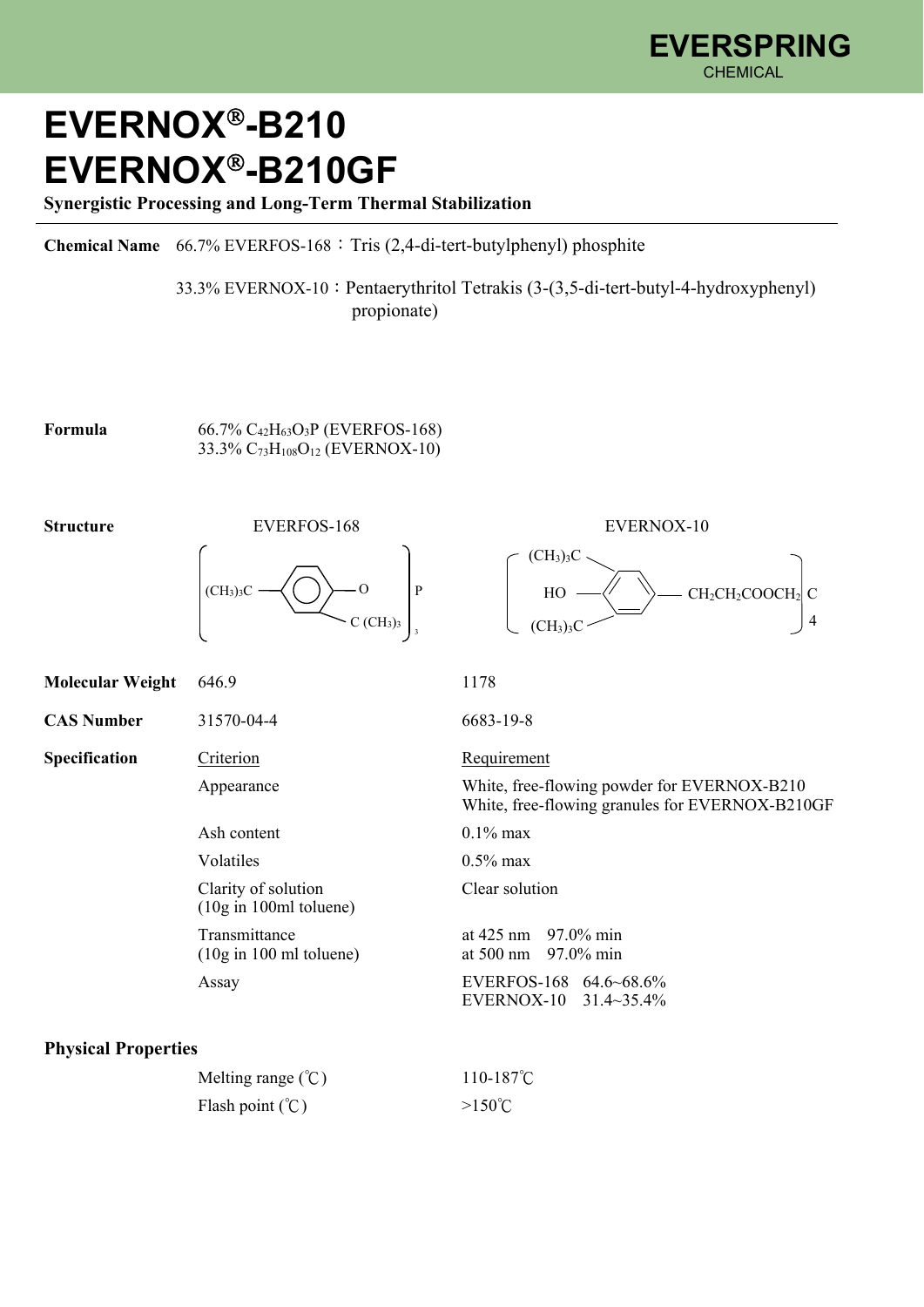# EVERNOX®-B210
# EVERNOX®-B210GF

**Synergistic Processing and Long-Term Thermal Stabilization**

**Chemical Name** 66.7% EVERFOS-168：Tris (2,4-di-tert-butylphenyl) phosphite

33.3% EVERNOX-10：Pentaerythritol Tetrakis (3-(3,5-di-tert-butyl-4-hydroxyphenyl) propionate)

**Formula**
66.7% $C_{42}H_{63}O_3P$ (EVERFOS-168)
33.3% $C_{73}H_{108}O_{12}$ (EVERNOX-10)

**Structure**

EVERFOS-168: $[(CH_3)_3C-C_6H_3(C(CH_3)_3)-O]_3P$

EVERNOX-10: $[HO-C_6H_2((CH_3)_3C)_2-CH_2CH_2COOCH_2]_4C$

| | EVERFOS-168 | EVERNOX-10 |
|---|---|---|
| **Molecular Weight** | 646.9 | 1178 |
| **CAS Number** | 31570-04-4 | 6683-19-8 |

**Specification**

| Criterion | Requirement |
|---|---|
| Appearance | White, free-flowing powder for EVERNOX-B210<br>White, free-flowing granules for EVERNOX-B210GF |
| Ash content | 0.1% max |
| Volatiles | 0.5% max |
| Clarity of solution (10g in 100ml toluene) | Clear solution |
| Transmittance (10g in 100 ml toluene) | at 425 nm 97.0% min<br>at 500 nm 97.0% min |
| Assay | EVERFOS-168 64.6~68.6%<br>EVERNOX-10 31.4~35.4% |

**Physical Properties**

| | |
|---|---|
| Melting range (℃) | 110-187℃ |
| Flash point (℃) | >150℃ |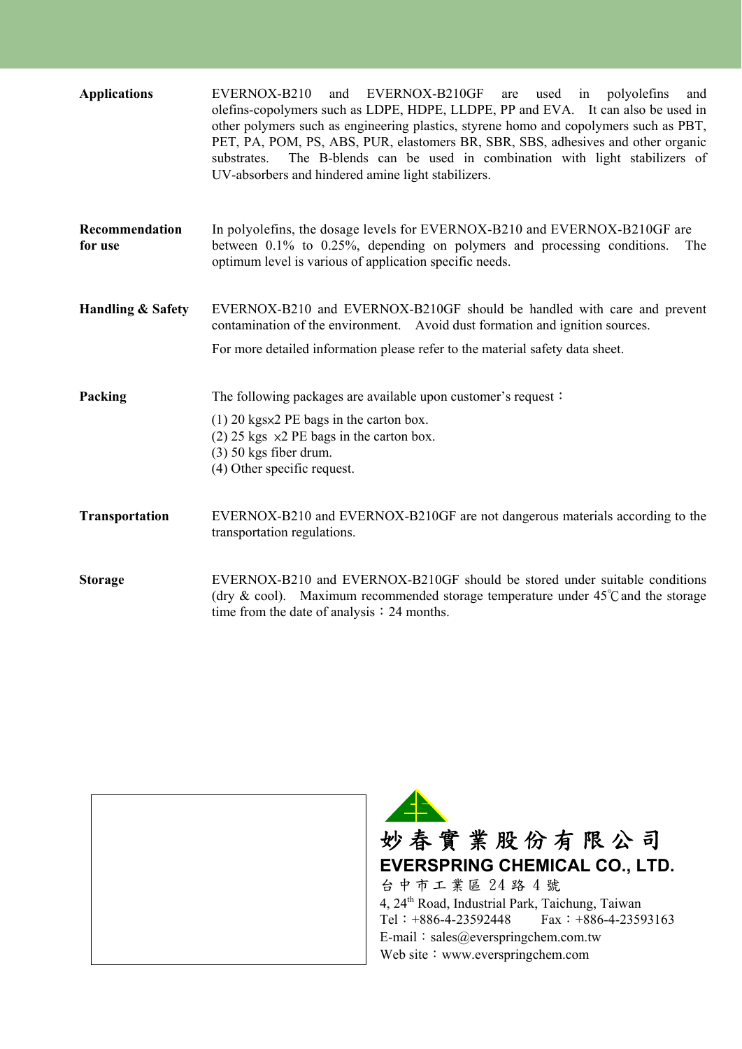**Applications**

EVERNOX-B210 and EVERNOX-B210GF are used in polyolefins and olefins-copolymers such as LDPE, HDPE, LLDPE, PP and EVA. It can also be used in other polymers such as engineering plastics, styrene homo and copolymers such as PBT, PET, PA, POM, PS, ABS, PUR, elastomers BR, SBR, SBS, adhesives and other organic substrates. The B-blends can be used in combination with light stabilizers of UV-absorbers and hindered amine light stabilizers.

**Recommendation for use**

In polyolefins, the dosage levels for EVERNOX-B210 and EVERNOX-B210GF are between 0.1% to 0.25%, depending on polymers and processing conditions. The optimum level is various of application specific needs.

**Handling & Safety**

EVERNOX-B210 and EVERNOX-B210GF should be handled with care and prevent contamination of the environment. Avoid dust formation and ignition sources.

For more detailed information please refer to the material safety data sheet.

**Packing**

The following packages are available upon customer’s request：

(1) 20 kgs×2 PE bags in the carton box.
(2) 25 kgs ×2 PE bags in the carton box.
(3) 50 kgs fiber drum.
(4) Other specific request.

**Transportation**

EVERNOX-B210 and EVERNOX-B210GF are not dangerous materials according to the transportation regulations.

**Storage**

EVERNOX-B210 and EVERNOX-B210GF should be stored under suitable conditions (dry & cool). Maximum recommended storage temperature under 45℃ and the storage time from the date of analysis：24 months.

妙春實業股份有限公司
**EVERSPRING CHEMICAL CO., LTD.**
台中市工業區 24 路 4 號
4, 24th Road, Industrial Park, Taichung, Taiwan
Tel：+886-4-23592448　Fax：+886-4-23593163
E-mail：sales@everspringchem.com.tw
Web site：www.everspringchem.com